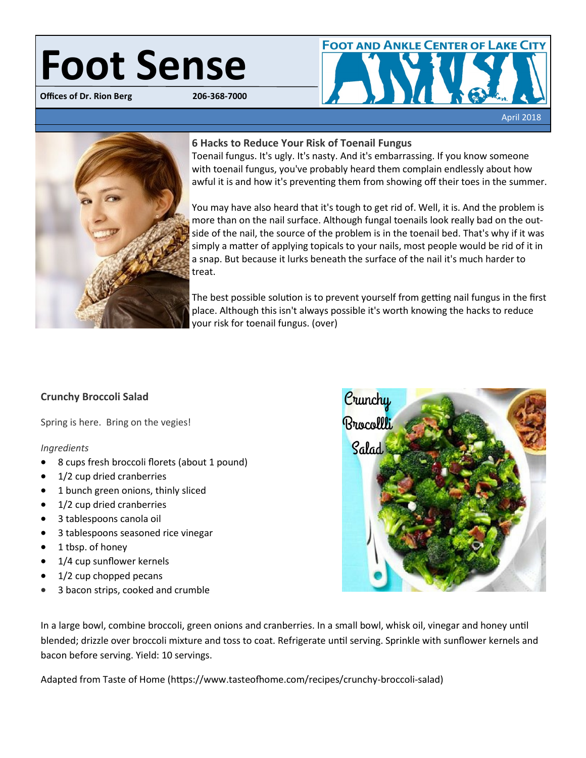# Foot Sense

**Offices of Dr. Rion Berg** 206-368-7000

FOOT AND ANKLE CENTER OF LAKE CITY

April 2018

### 6 Hacks to Reduce Your Risk of Toenail Fungus

Toenail fungus. It's ugly. It's nasty. And it's embarrassing. If you know someone with toenail fungus, you've probably heard them complain endlessly about how awful it is and how it's preventing them from showing off their toes in the summer.

You may have also heard that it's tough to get rid of. Well, it is. And the problem is more than on the nail surface. Although fungal toenails look really bad on the outside of the nail, the source of the problem is in the toenail bed. That's why if it was simply a matter of applying topicals to your nails, most people would be rid of it in a snap. But because it lurks beneath the surface of the nail it's much harder to treat.

The best possible solution is to prevent yourself from getting nail fungus in the first place. Although this isn't always possible it's worth knowing the hacks to reduce your risk for toenail fungus. (over)

### Crunchy Broccoli Salad

Spring is here. Bring on the vegies!

*Ingredients*

- 8 cups fresh broccoli florets (about 1 pound)
- 1/2 cup dried cranberries
- 1 bunch green onions, thinly sliced
- 1/2 cup dried cranberries
- 3 tablespoons canola oil
- 3 tablespoons seasoned rice vinegar
- 1 tbsp. of honey
- 1/4 cup sunflower kernels
- 1/2 cup chopped pecans
- 3 bacon strips, cooked and crumble

In a large bowl, combine broccoli, green onions and cranberries. In a small bowl, whisk oil, vinegar and honey until blended; drizzle over broccoli mixture and toss to coat. Refrigerate until serving. Sprinkle with sunflower kernels and bacon before serving. Yield: 10 servings.

Adapted from Taste of Home (https://www.tasteofhome.com/recipes/crunchy-broccoli-salad)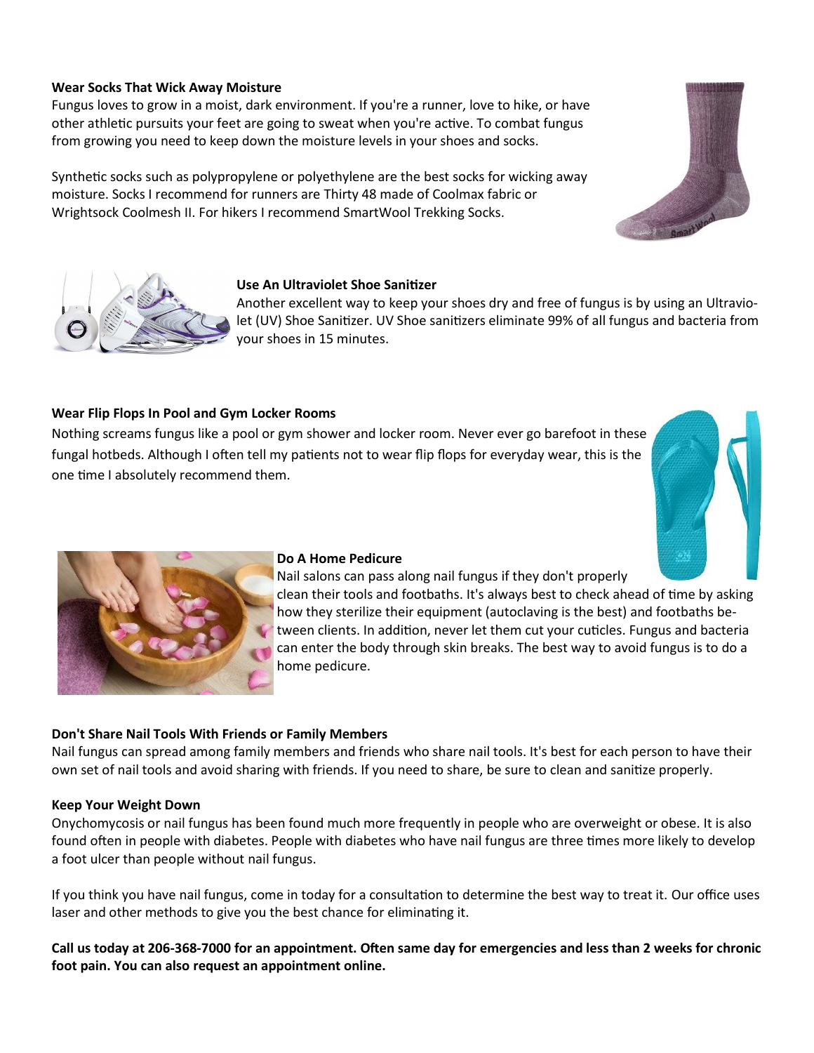**Wear Socks That Wick Away Moisture**

Fungus loves to grow in a moist, dark environment. If you're a runner, love to hike, or have other athletic pursuits your feet are going to sweat when you're active. To combat fungus from growing you need to keep down the moisture levels in your shoes and socks.

Synthetic socks such as polypropylene or polyethylene are the best socks for wicking away moisture. Socks I recommend for runners are Thirty 48 made of Coolmax fabric or Wrightsock Coolmesh II. For hikers I recommend SmartWool Trekking Socks.

**Use An Ultraviolet Shoe Sanitizer**

Another excellent way to keep your shoes dry and free of fungus is by using an Ultraviolet (UV) Shoe Sanitizer. UV Shoe sanitizers eliminate 99% of all fungus and bacteria from your shoes in 15 minutes.

**Wear Flip Flops In Pool and Gym Locker Rooms**

Nothing screams fungus like a pool or gym shower and locker room. Never ever go barefoot in these fungal hotbeds. Although I often tell my patients not to wear flip flops for everyday wear, this is the one time I absolutely recommend them.

**Do A Home Pedicure**

Nail salons can pass along nail fungus if they don't properly clean their tools and footbaths. It's always best to check ahead of time by asking how they sterilize their equipment (autoclaving is the best) and footbaths between clients. In addition, never let them cut your cuticles. Fungus and bacteria can enter the body through skin breaks. The best way to avoid fungus is to do a home pedicure.

**Don't Share Nail Tools With Friends or Family Members**

Nail fungus can spread among family members and friends who share nail tools. It's best for each person to have their own set of nail tools and avoid sharing with friends. If you need to share, be sure to clean and sanitize properly.

**Keep Your Weight Down**

Onychomycosis or nail fungus has been found much more frequently in people who are overweight or obese. It is also found often in people with diabetes. People with diabetes who have nail fungus are three times more likely to develop a foot ulcer than people without nail fungus.

If you think you have nail fungus, come in today for a consultation to determine the best way to treat it. Our office uses laser and other methods to give you the best chance for eliminating it.

**Call us today at 206-368-7000 for an appointment. Often same day for emergencies and less than 2 weeks for chronic foot pain. You can also request an appointment online.**